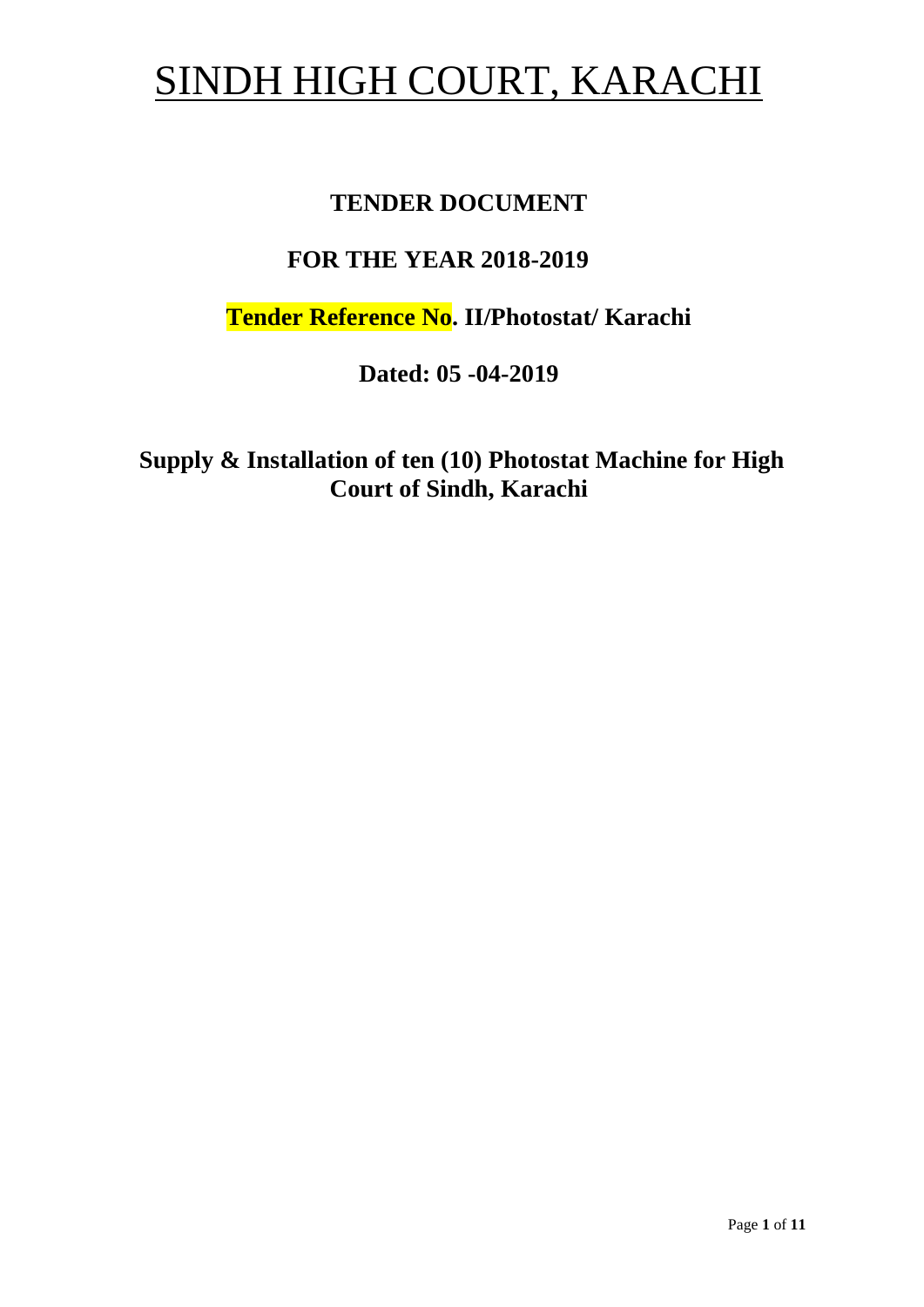# SINDH HIGH COURT, KARACHI

## TENDER DOCUMENT

## FOR THE YEAR 2018-2019

**Tender Reference No. II/Photostat/ Karachi**

**Dated: 05 -04-2019**

**Supply & Installation of ten (10) Photostat Machine for High Court of Sindh, Karachi**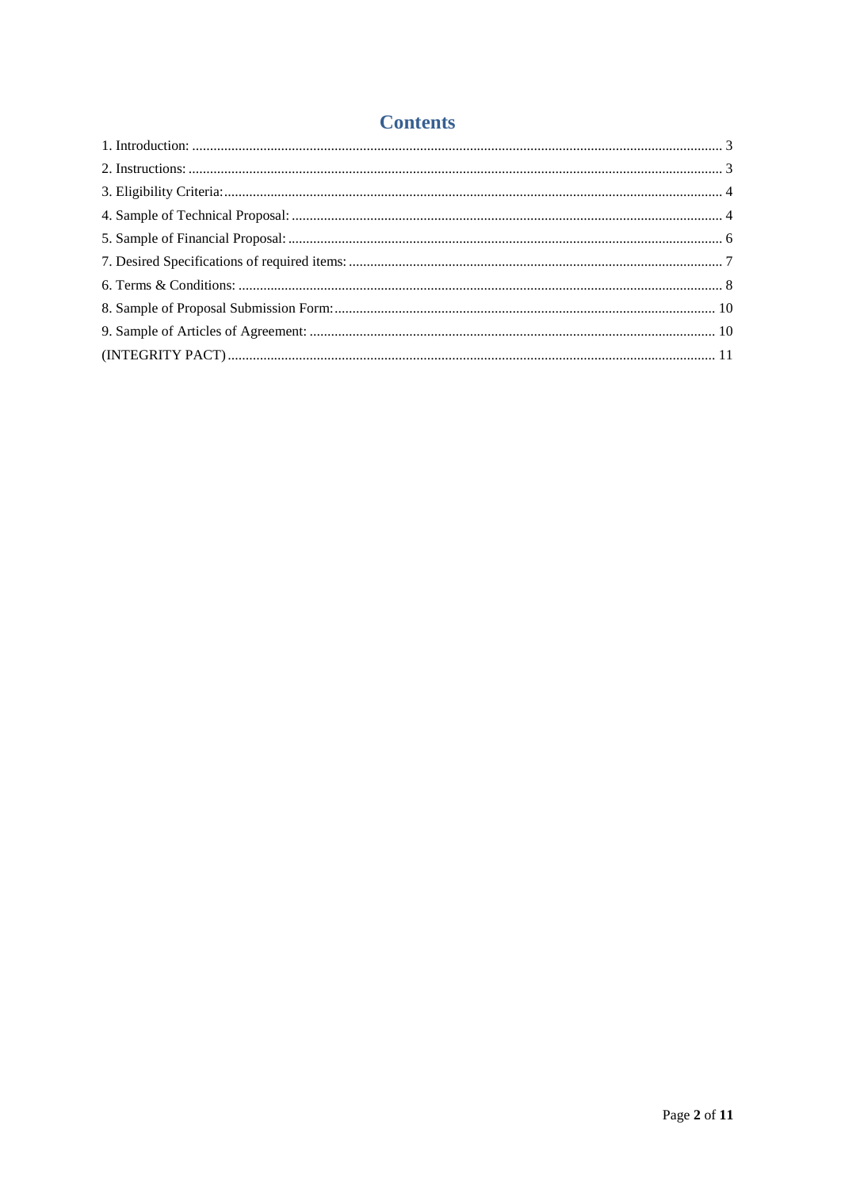# Contents

1. Introduction: .......... 3
2. Instructions: .......... 3
3. Eligibility Criteria: .......... 4
4. Sample of Technical Proposal: .......... 4
5. Sample of Financial Proposal: .......... 6
7. Desired Specifications of required items: .......... 7
6. Terms & Conditions: .......... 8
8. Sample of Proposal Submission Form: .......... 10
9. Sample of Articles of Agreement: .......... 10
(INTEGRITY PACT) .......... 11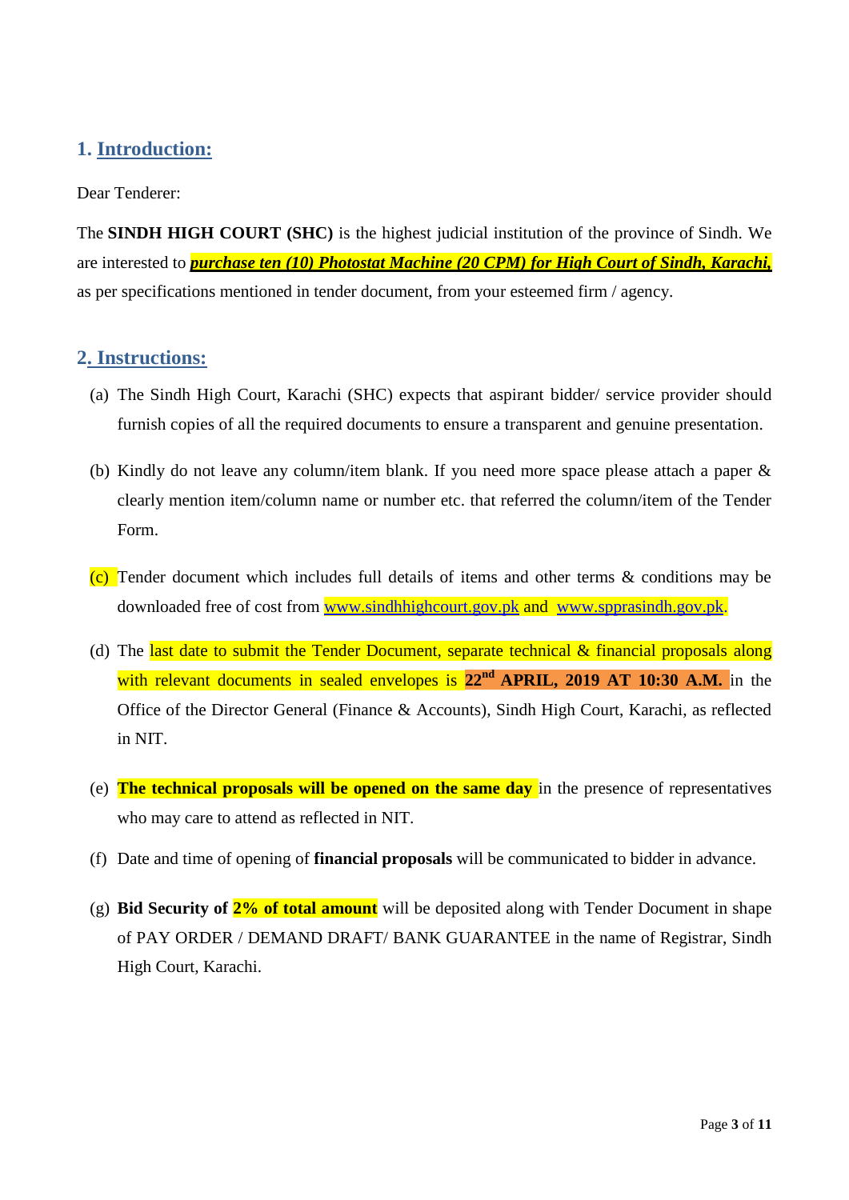## 1. Introduction:

Dear Tenderer:

The **SINDH HIGH COURT (SHC)** is the highest judicial institution of the province of Sindh. We are interested to ***purchase ten (10) Photostat Machine (20 CPM) for High Court of Sindh, Karachi,*** as per specifications mentioned in tender document, from your esteemed firm / agency.

## 2. Instructions:

(a) The Sindh High Court, Karachi (SHC) expects that aspirant bidder/ service provider should furnish copies of all the required documents to ensure a transparent and genuine presentation.

(b) Kindly do not leave any column/item blank. If you need more space please attach a paper & clearly mention item/column name or number etc. that referred the column/item of the Tender Form.

(c) Tender document which includes full details of items and other terms & conditions may be downloaded free of cost from www.sindhhighcourt.gov.pk and www.spprasindh.gov.pk.

(d) The last date to submit the Tender Document, separate technical & financial proposals along with relevant documents in sealed envelopes is **22nd APRIL, 2019 AT 10:30 A.M.** in the Office of the Director General (Finance & Accounts), Sindh High Court, Karachi, as reflected in NIT.

(e) **The technical proposals will be opened on the same day** in the presence of representatives who may care to attend as reflected in NIT.

(f) Date and time of opening of **financial proposals** will be communicated to bidder in advance.

(g) **Bid Security of 2% of total amount** will be deposited along with Tender Document in shape of PAY ORDER / DEMAND DRAFT/ BANK GUARANTEE in the name of Registrar, Sindh High Court, Karachi.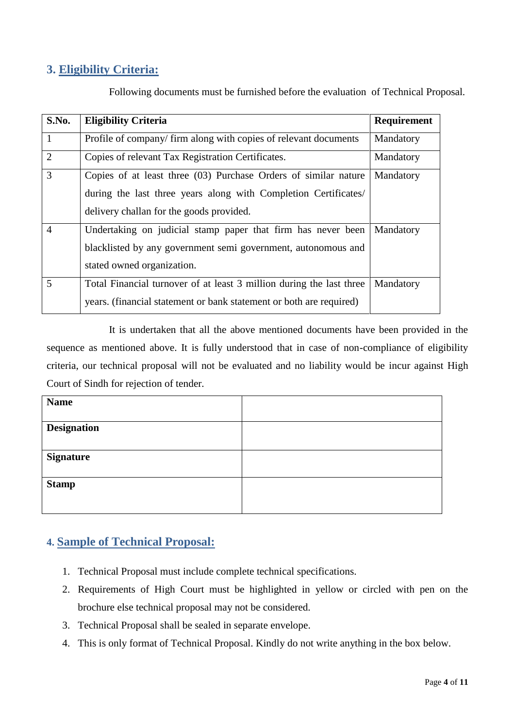## 3. Eligibility Criteria:

Following documents must be furnished before the evaluation of Technical Proposal.

| S.No. | Eligibility Criteria | Requirement |
|---|---|---|
| 1 | Profile of company/ firm along with copies of relevant documents | Mandatory |
| 2 | Copies of relevant Tax Registration Certificates. | Mandatory |
| 3 | Copies of at least three (03) Purchase Orders of similar nature during the last three years along with Completion Certificates/ delivery challan for the goods provided. | Mandatory |
| 4 | Undertaking on judicial stamp paper that firm has never been blacklisted by any government semi government, autonomous and stated owned organization. | Mandatory |
| 5 | Total Financial turnover of at least 3 million during the last three years. (financial statement or bank statement or both are required) | Mandatory |

It is undertaken that all the above mentioned documents have been provided in the sequence as mentioned above. It is fully understood that in case of non-compliance of eligibility criteria, our technical proposal will not be evaluated and no liability would be incur against High Court of Sindh for rejection of tender.

| **Name** | |
|---|---|
| **Designation** | |
| **Signature** | |
| **Stamp** | |

## 4. Sample of Technical Proposal:

1. Technical Proposal must include complete technical specifications.
2. Requirements of High Court must be highlighted in yellow or circled with pen on the brochure else technical proposal may not be considered.
3. Technical Proposal shall be sealed in separate envelope.
4. This is only format of Technical Proposal. Kindly do not write anything in the box below.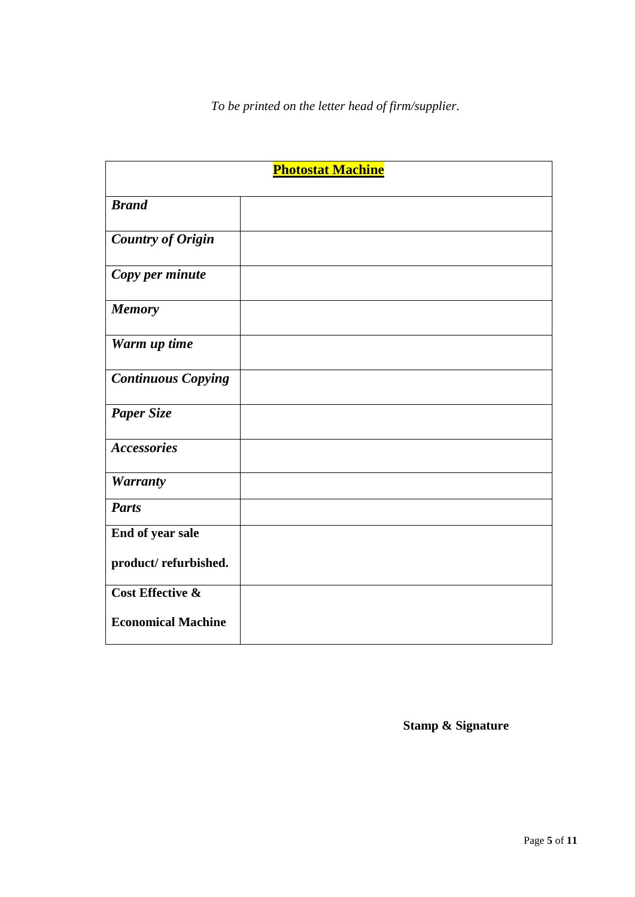*To be printed on the letter head of firm/supplier.*

| **Photostat Machine** | |
|---|---|
| ***Brand*** | |
| ***Country of Origin*** | |
| ***Copy per minute*** | |
| ***Memory*** | |
| ***Warm up time*** | |
| ***Continuous Copying*** | |
| ***Paper Size*** | |
| ***Accessories*** | |
| ***Warranty*** | |
| ***Parts*** | |
| **End of year sale product/ refurbished.** | |
| **Cost Effective & Economical Machine** | |

**Stamp & Signature**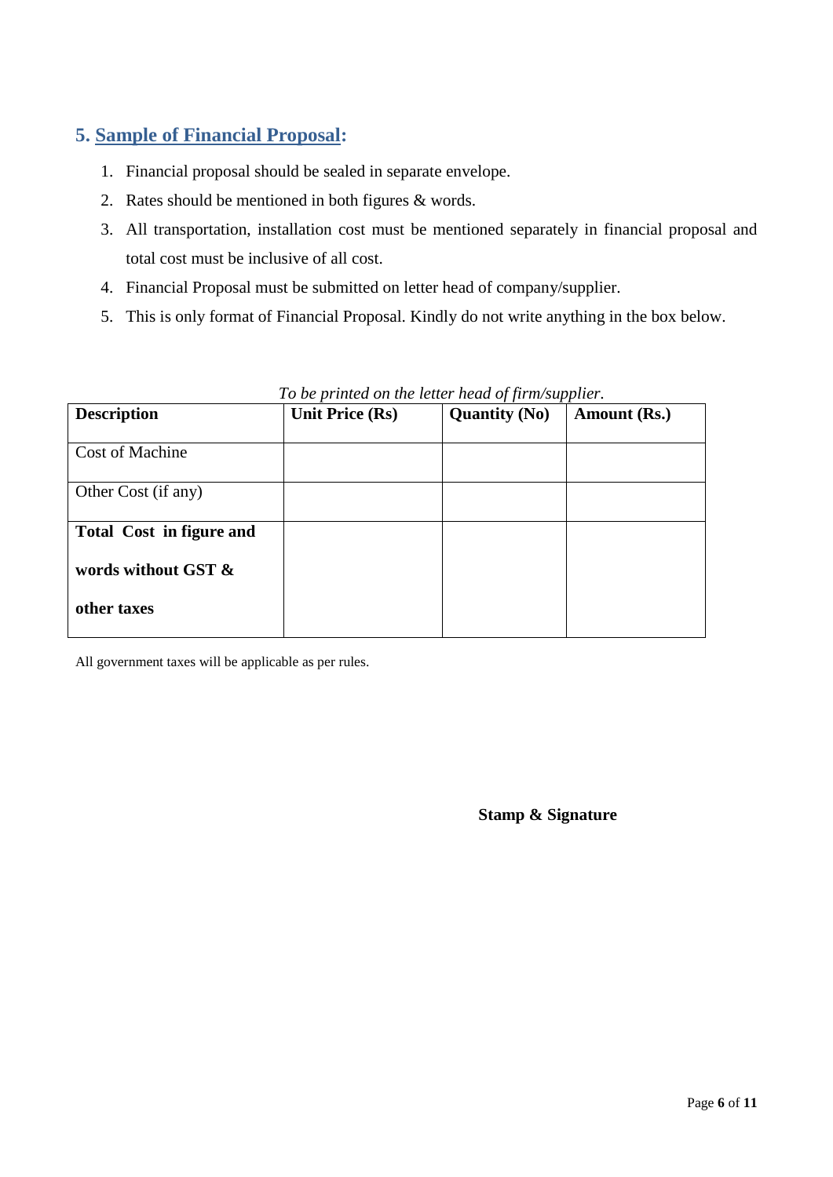## 5. Sample of Financial Proposal:

1. Financial proposal should be sealed in separate envelope.
2. Rates should be mentioned in both figures & words.
3. All transportation, installation cost must be mentioned separately in financial proposal and total cost must be inclusive of all cost.
4. Financial Proposal must be submitted on letter head of company/supplier.
5. This is only format of Financial Proposal. Kindly do not write anything in the box below.

*To be printed on the letter head of firm/supplier.*

| **Description** | **Unit Price (Rs)** | **Quantity (No)** | **Amount (Rs.)** |
|---|---|---|---|
| Cost of Machine | | | |
| Other Cost (if any) | | | |
| **Total Cost in figure and words without GST & other taxes** | | | |

All government taxes will be applicable as per rules.

**Stamp & Signature**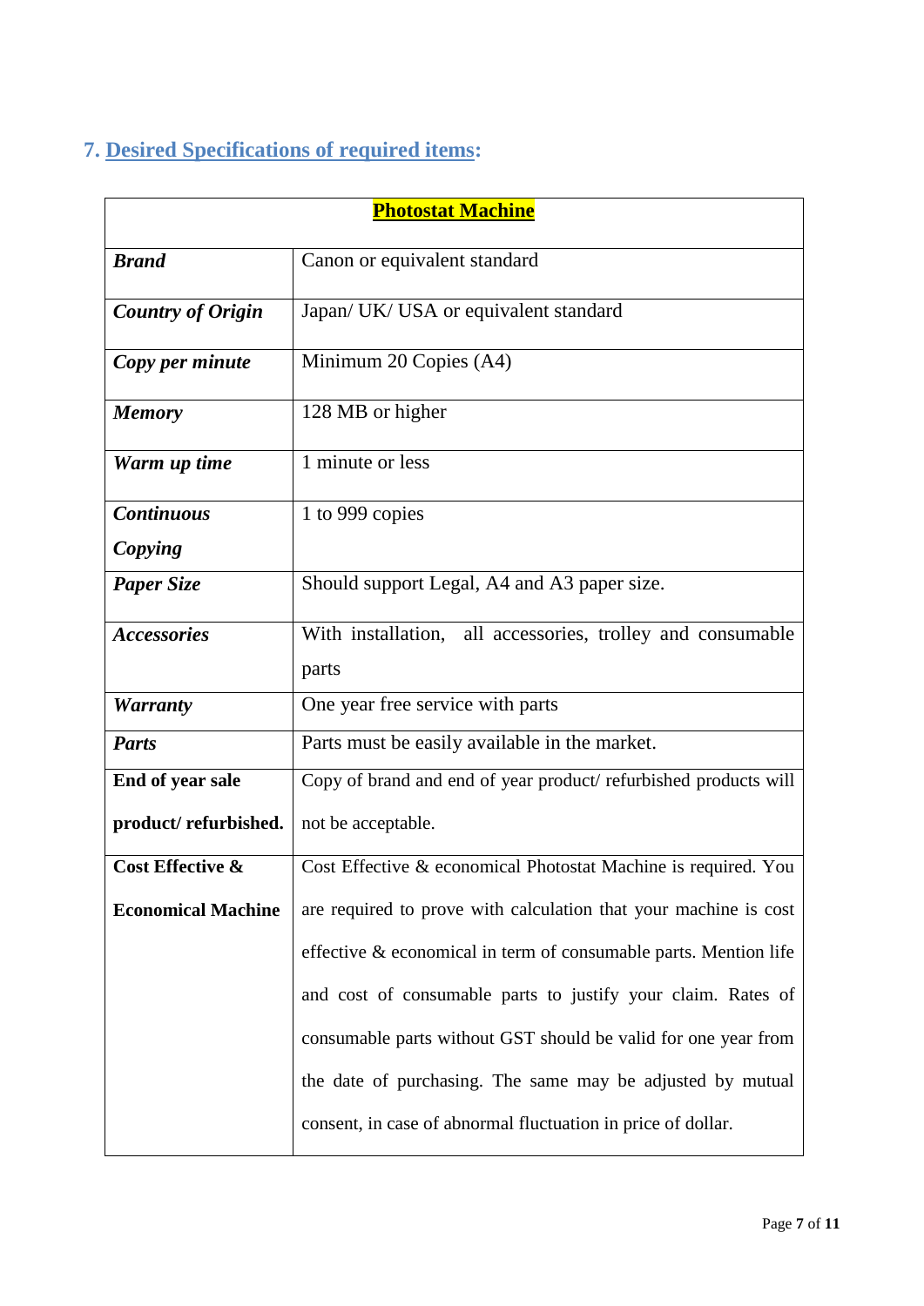## 7. Desired Specifications of required items:

| **Photostat Machine** | |
|---|---|
| ***Brand*** | Canon or equivalent standard |
| ***Country of Origin*** | Japan/ UK/ USA or equivalent standard |
| ***Copy per minute*** | Minimum 20 Copies (A4) |
| ***Memory*** | 128 MB or higher |
| ***Warm up time*** | 1 minute or less |
| ***Continuous Copying*** | 1 to 999 copies |
| ***Paper Size*** | Should support Legal, A4 and A3 paper size. |
| ***Accessories*** | With installation, all accessories, trolley and consumable parts |
| ***Warranty*** | One year free service with parts |
| ***Parts*** | Parts must be easily available in the market. |
| **End of year sale product/ refurbished.** | Copy of brand and end of year product/ refurbished products will not be acceptable. |
| **Cost Effective & Economical Machine** | Cost Effective & economical Photostat Machine is required. You are required to prove with calculation that your machine is cost effective & economical in term of consumable parts. Mention life and cost of consumable parts to justify your claim. Rates of consumable parts without GST should be valid for one year from the date of purchasing. The same may be adjusted by mutual consent, in case of abnormal fluctuation in price of dollar. |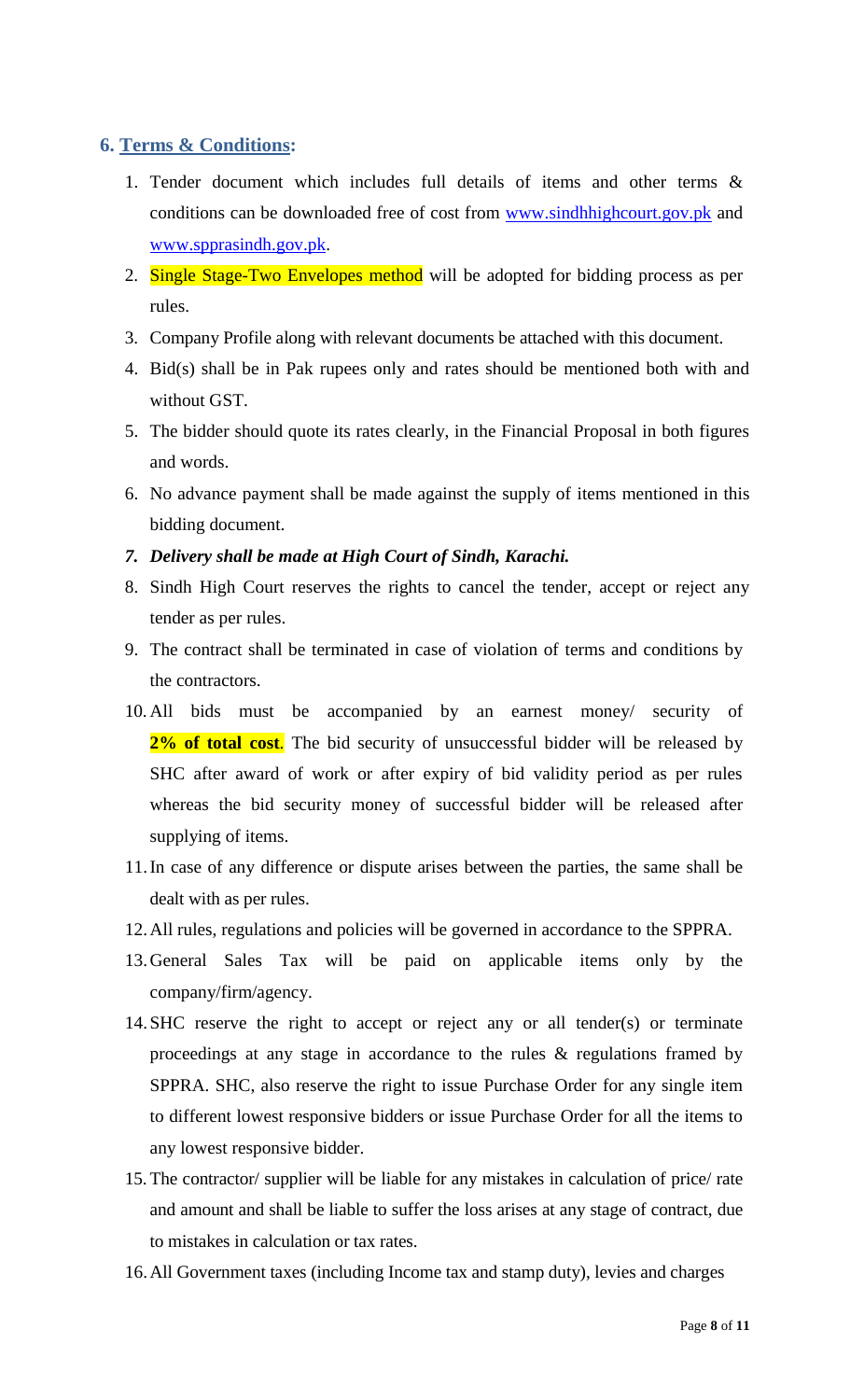## 6. Terms & Conditions:

1. Tender document which includes full details of items and other terms & conditions can be downloaded free of cost from www.sindhhighcourt.gov.pk and www.spprasindh.gov.pk.
2. Single Stage-Two Envelopes method will be adopted for bidding process as per rules.
3. Company Profile along with relevant documents be attached with this document.
4. Bid(s) shall be in Pak rupees only and rates should be mentioned both with and without GST.
5. The bidder should quote its rates clearly, in the Financial Proposal in both figures and words.
6. No advance payment shall be made against the supply of items mentioned in this bidding document.
7. ***Delivery shall be made at High Court of Sindh, Karachi.***
8. Sindh High Court reserves the rights to cancel the tender, accept or reject any tender as per rules.
9. The contract shall be terminated in case of violation of terms and conditions by the contractors.
10. All bids must be accompanied by an earnest money/ security of **2% of total cost**. The bid security of unsuccessful bidder will be released by SHC after award of work or after expiry of bid validity period as per rules whereas the bid security money of successful bidder will be released after supplying of items.
11. In case of any difference or dispute arises between the parties, the same shall be dealt with as per rules.
12. All rules, regulations and policies will be governed in accordance to the SPPRA.
13. General Sales Tax will be paid on applicable items only by the company/firm/agency.
14. SHC reserve the right to accept or reject any or all tender(s) or terminate proceedings at any stage in accordance to the rules & regulations framed by SPPRA. SHC, also reserve the right to issue Purchase Order for any single item to different lowest responsive bidders or issue Purchase Order for all the items to any lowest responsive bidder.
15. The contractor/ supplier will be liable for any mistakes in calculation of price/ rate and amount and shall be liable to suffer the loss arises at any stage of contract, due to mistakes in calculation or tax rates.
16. All Government taxes (including Income tax and stamp duty), levies and charges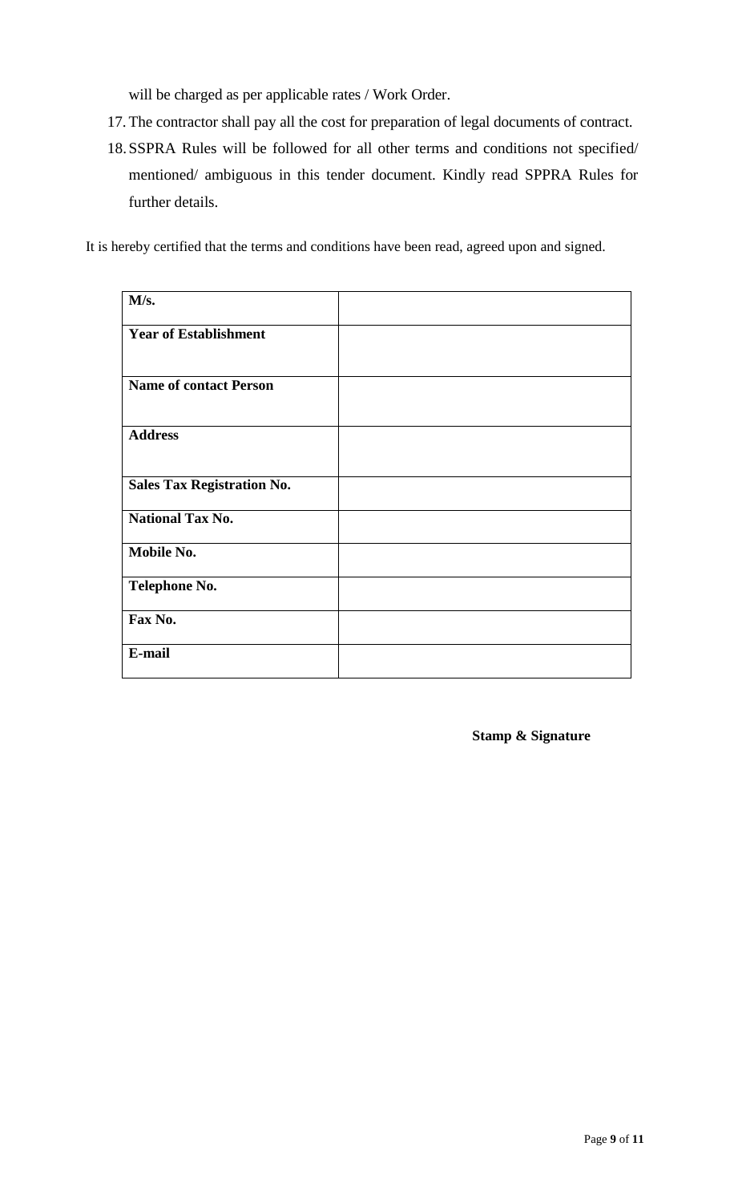will be charged as per applicable rates / Work Order.

17. The contractor shall pay all the cost for preparation of legal documents of contract.
18. SSPRA Rules will be followed for all other terms and conditions not specified/ mentioned/ ambiguous in this tender document. Kindly read SPPRA Rules for further details.

It is hereby certified that the terms and conditions have been read, agreed upon and signed.

| **M/s.** | |
|---|---|
| **Year of Establishment** | |
| **Name of contact Person** | |
| **Address** | |
| **Sales Tax Registration No.** | |
| **National Tax No.** | |
| **Mobile No.** | |
| **Telephone No.** | |
| **Fax No.** | |
| **E-mail** | |

**Stamp & Signature**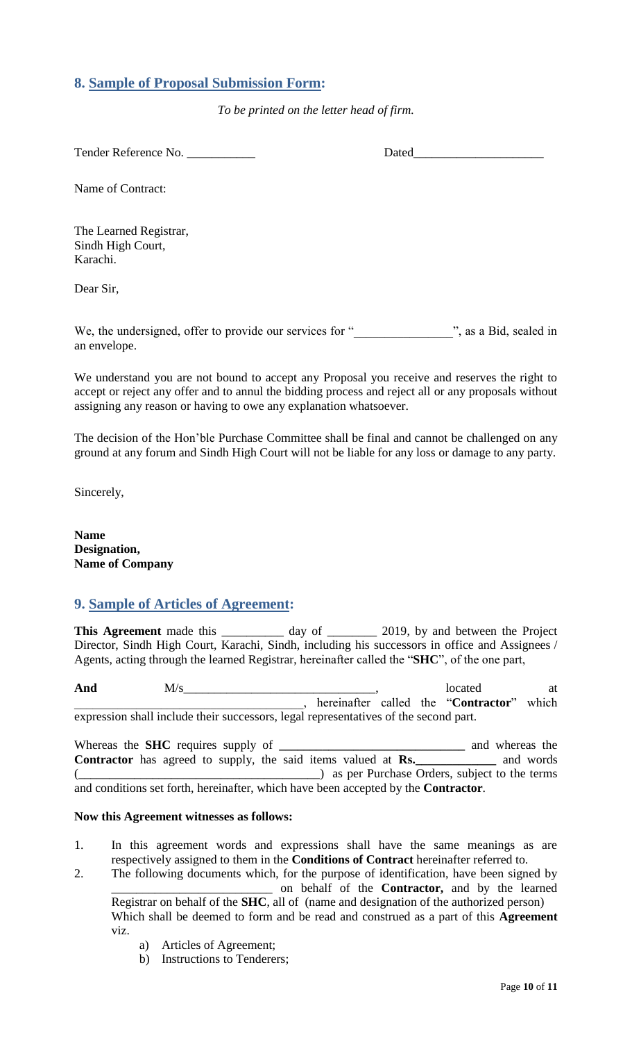## 8. Sample of Proposal Submission Form:

*To be printed on the letter head of firm.*

Tender Reference No. ___________ Dated_____________________

Name of Contract:

The Learned Registrar,
Sindh High Court,
Karachi.

Dear Sir,

We, the undersigned, offer to provide our services for "________________", as a Bid, sealed in an envelope.

We understand you are not bound to accept any Proposal you receive and reserves the right to accept or reject any offer and to annul the bidding process and reject all or any proposals without assigning any reason or having to owe any explanation whatsoever.

The decision of the Hon'ble Purchase Committee shall be final and cannot be challenged on any ground at any forum and Sindh High Court will not be liable for any loss or damage to any party.

Sincerely,

**Name**
**Designation,**
**Name of Company**

## 9. Sample of Articles of Agreement:

**This Agreement** made this __________ day of ________ 2019, by and between the Project Director, Sindh High Court, Karachi, Sindh, including his successors in office and Assignees / Agents, acting through the learned Registrar, hereinafter called the "**SHC**", of the one part,

**And** M/s_______________________________, located at _____________________________________, hereinafter called the "**Contractor**" which expression shall include their successors, legal representatives of the second part.

Whereas the **SHC** requires supply of **______________________________** and whereas the **Contractor** has agreed to supply, the said items valued at **Rs.\_\_\_\_\_\_\_\_\_\_\_\_\_** and words (________________________________________) as per Purchase Orders, subject to the terms and conditions set forth, hereinafter, which have been accepted by the **Contractor**.

**Now this Agreement witnesses as follows:**

1. In this agreement words and expressions shall have the same meanings as are respectively assigned to them in the **Conditions of Contract** hereinafter referred to.
2. The following documents which, for the purpose of identification, have been signed by __________________________ on behalf of the **Contractor,** and by the learned Registrar on behalf of the **SHC**, all of (name and designation of the authorized person) Which shall be deemed to form and be read and construed as a part of this **Agreement** viz.
    a) Articles of Agreement;
    b) Instructions to Tenderers;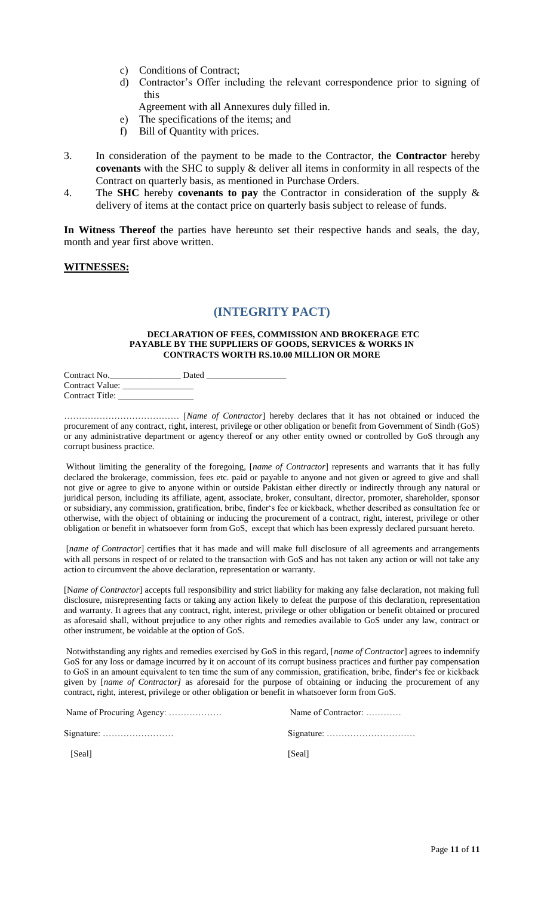c) Conditions of Contract;
d) Contractor's Offer including the relevant correspondence prior to signing of this
   Agreement with all Annexures duly filled in.
e) The specifications of the items; and
f) Bill of Quantity with prices.

3. In consideration of the payment to be made to the Contractor, the **Contractor** hereby **covenants** with the SHC to supply & deliver all items in conformity in all respects of the Contract on quarterly basis, as mentioned in Purchase Orders.
4. The **SHC** hereby **covenants to pay** the Contractor in consideration of the supply & delivery of items at the contact price on quarterly basis subject to release of funds.

**In Witness Thereof** the parties have hereunto set their respective hands and seals, the day, month and year first above written.

**WITNESSES:**

## (INTEGRITY PACT)

**DECLARATION OF FEES, COMMISSION AND BROKERAGE ETC PAYABLE BY THE SUPPLIERS OF GOODS, SERVICES & WORKS IN CONTRACTS WORTH RS.10.00 MILLION OR MORE**

Contract No.________________ Dated __________________
Contract Value: ________________
Contract Title: _________________

………………………………… [*Name of Contractor*] hereby declares that it has not obtained or induced the procurement of any contract, right, interest, privilege or other obligation or benefit from Government of Sindh (GoS) or any administrative department or agency thereof or any other entity owned or controlled by GoS through any corrupt business practice.

Without limiting the generality of the foregoing, [*name of Contractor*] represents and warrants that it has fully declared the brokerage, commission, fees etc. paid or payable to anyone and not given or agreed to give and shall not give or agree to give to anyone within or outside Pakistan either directly or indirectly through any natural or juridical person, including its affiliate, agent, associate, broker, consultant, director, promoter, shareholder, sponsor or subsidiary, any commission, gratification, bribe, finder's fee or kickback, whether described as consultation fee or otherwise, with the object of obtaining or inducing the procurement of a contract, right, interest, privilege or other obligation or benefit in whatsoever form from GoS, except that which has been expressly declared pursuant hereto.

[*name of Contractor*] certifies that it has made and will make full disclosure of all agreements and arrangements with all persons in respect of or related to the transaction with GoS and has not taken any action or will not take any action to circumvent the above declaration, representation or warranty.

[N*ame of Contractor*] accepts full responsibility and strict liability for making any false declaration, not making full disclosure, misrepresenting facts or taking any action likely to defeat the purpose of this declaration, representation and warranty. It agrees that any contract, right, interest, privilege or other obligation or benefit obtained or procured as aforesaid shall, without prejudice to any other rights and remedies available to GoS under any law, contract or other instrument, be voidable at the option of GoS.

Notwithstanding any rights and remedies exercised by GoS in this regard, [*name of Contractor*] agrees to indemnify GoS for any loss or damage incurred by it on account of its corrupt business practices and further pay compensation to GoS in an amount equivalent to ten time the sum of any commission, gratification, bribe, finder's fee or kickback given by [*name of Contractor]* as aforesaid for the purpose of obtaining or inducing the procurement of any contract, right, interest, privilege or other obligation or benefit in whatsoever form from GoS.

| | |
|---|---|
| Name of Procuring Agency: ……………… | Name of Contractor: ………… |
| Signature: …………………… | Signature: ………………………… |
| [Seal] | [Seal] |